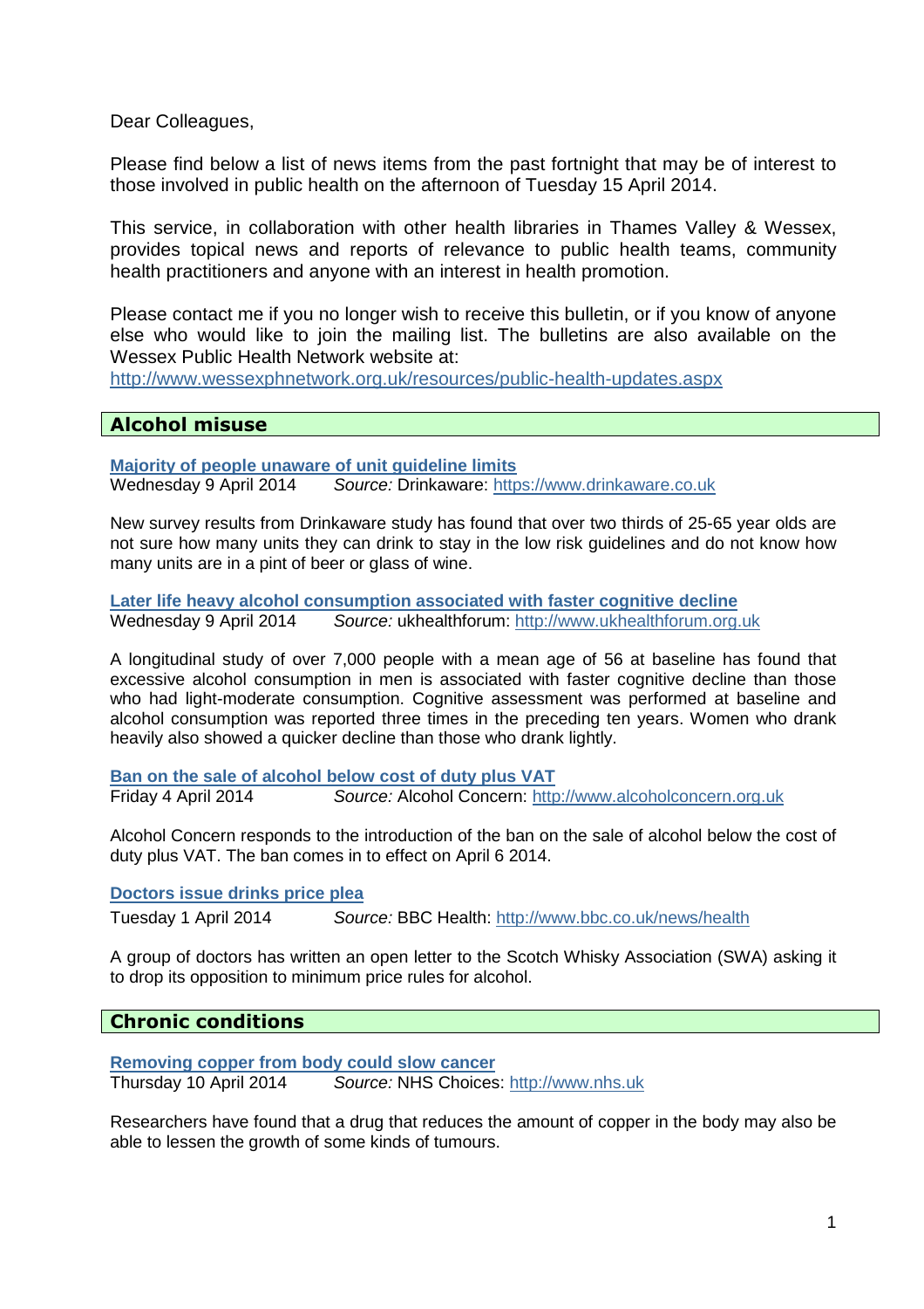Dear Colleagues,

Please find below a list of news items from the past fortnight that may be of interest to those involved in public health on the afternoon of Tuesday 15 April 2014.

This service, in collaboration with other health libraries in Thames Valley & Wessex, provides topical news and reports of relevance to public health teams, community health practitioners and anyone with an interest in health promotion.

Please contact me if you no longer wish to receive this bulletin, or if you know of anyone else who would like to join the mailing list. The bulletins are also available on the Wessex Public Health Network website at:
http://www.wessexphnetwork.org.uk/resources/public-health-updates.aspx

## Alcohol misuse

**Majority of people unaware of unit guideline limits**
Wednesday 9 April 2014 *Source:* Drinkaware: https://www.drinkaware.co.uk

New survey results from Drinkaware study has found that over two thirds of 25-65 year olds are not sure how many units they can drink to stay in the low risk guidelines and do not know how many units are in a pint of beer or glass of wine.

**Later life heavy alcohol consumption associated with faster cognitive decline**
Wednesday 9 April 2014 *Source:* ukhealthforum: http://www.ukhealthforum.org.uk

A longitudinal study of over 7,000 people with a mean age of 56 at baseline has found that excessive alcohol consumption in men is associated with faster cognitive decline than those who had light-moderate consumption. Cognitive assessment was performed at baseline and alcohol consumption was reported three times in the preceding ten years. Women who drank heavily also showed a quicker decline than those who drank lightly.

**Ban on the sale of alcohol below cost of duty plus VAT**
Friday 4 April 2014 *Source:* Alcohol Concern: http://www.alcoholconcern.org.uk

Alcohol Concern responds to the introduction of the ban on the sale of alcohol below the cost of duty plus VAT. The ban comes in to effect on April 6 2014.

**Doctors issue drinks price plea**
Tuesday 1 April 2014 *Source:* BBC Health: http://www.bbc.co.uk/news/health

A group of doctors has written an open letter to the Scotch Whisky Association (SWA) asking it to drop its opposition to minimum price rules for alcohol.

## Chronic conditions

**Removing copper from body could slow cancer**
Thursday 10 April 2014 *Source:* NHS Choices: http://www.nhs.uk

Researchers have found that a drug that reduces the amount of copper in the body may also be able to lessen the growth of some kinds of tumours.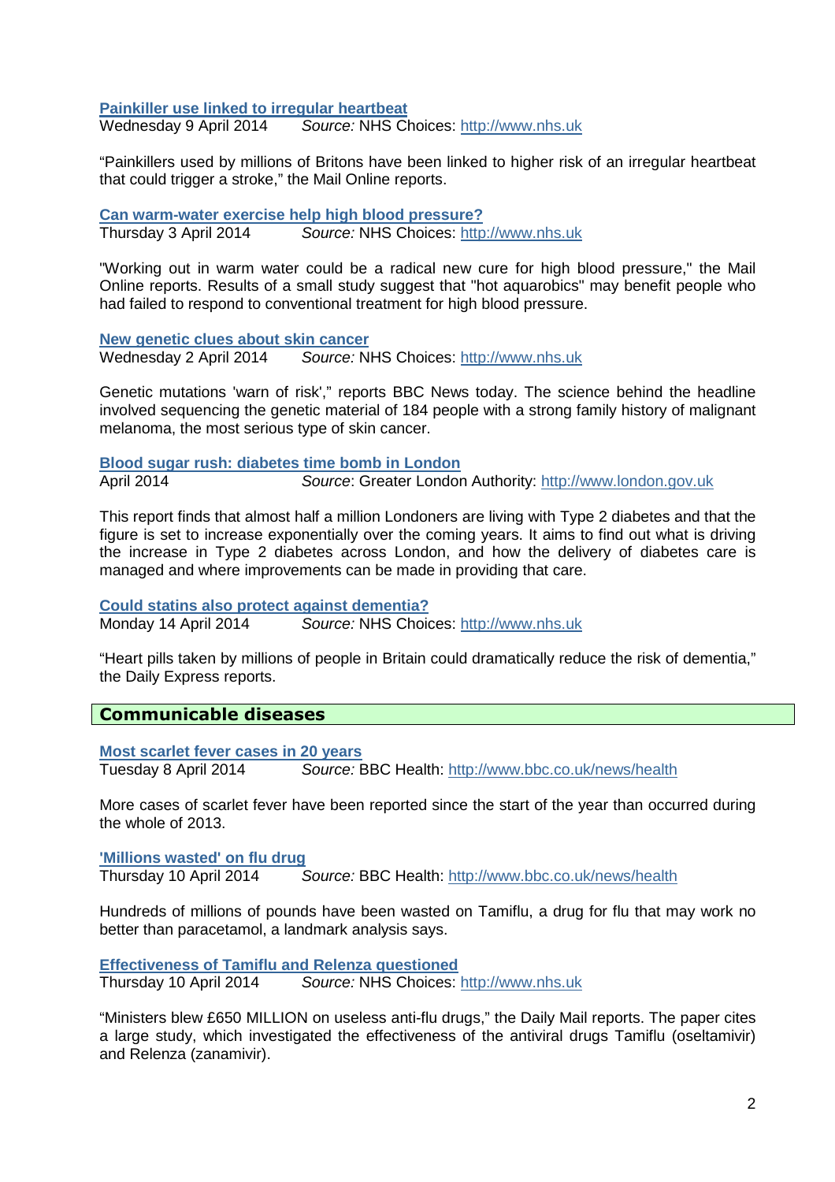**Painkiller use linked to irregular heartbeat**
Wednesday 9 April 2014 *Source:* NHS Choices: http://www.nhs.uk

"Painkillers used by millions of Britons have been linked to higher risk of an irregular heartbeat that could trigger a stroke," the Mail Online reports.

**Can warm-water exercise help high blood pressure?**
Thursday 3 April 2014 *Source:* NHS Choices: http://www.nhs.uk

"Working out in warm water could be a radical new cure for high blood pressure," the Mail Online reports. Results of a small study suggest that "hot aquarobics" may benefit people who had failed to respond to conventional treatment for high blood pressure.

**New genetic clues about skin cancer**
Wednesday 2 April 2014 *Source:* NHS Choices: http://www.nhs.uk

Genetic mutations 'warn of risk'," reports BBC News today. The science behind the headline involved sequencing the genetic material of 184 people with a strong family history of malignant melanoma, the most serious type of skin cancer.

**Blood sugar rush: diabetes time bomb in London**
April 2014 *Source*: Greater London Authority: http://www.london.gov.uk

This report finds that almost half a million Londoners are living with Type 2 diabetes and that the figure is set to increase exponentially over the coming years. It aims to find out what is driving the increase in Type 2 diabetes across London, and how the delivery of diabetes care is managed and where improvements can be made in providing that care.

**Could statins also protect against dementia?**
Monday 14 April 2014 *Source:* NHS Choices: http://www.nhs.uk

"Heart pills taken by millions of people in Britain could dramatically reduce the risk of dementia," the Daily Express reports.

## Communicable diseases

**Most scarlet fever cases in 20 years**
Tuesday 8 April 2014 *Source:* BBC Health: http://www.bbc.co.uk/news/health

More cases of scarlet fever have been reported since the start of the year than occurred during the whole of 2013.

**'Millions wasted' on flu drug**
Thursday 10 April 2014 *Source:* BBC Health: http://www.bbc.co.uk/news/health

Hundreds of millions of pounds have been wasted on Tamiflu, a drug for flu that may work no better than paracetamol, a landmark analysis says.

**Effectiveness of Tamiflu and Relenza questioned**
Thursday 10 April 2014 *Source:* NHS Choices: http://www.nhs.uk

"Ministers blew £650 MILLION on useless anti-flu drugs," the Daily Mail reports. The paper cites a large study, which investigated the effectiveness of the antiviral drugs Tamiflu (oseltamivir) and Relenza (zanamivir).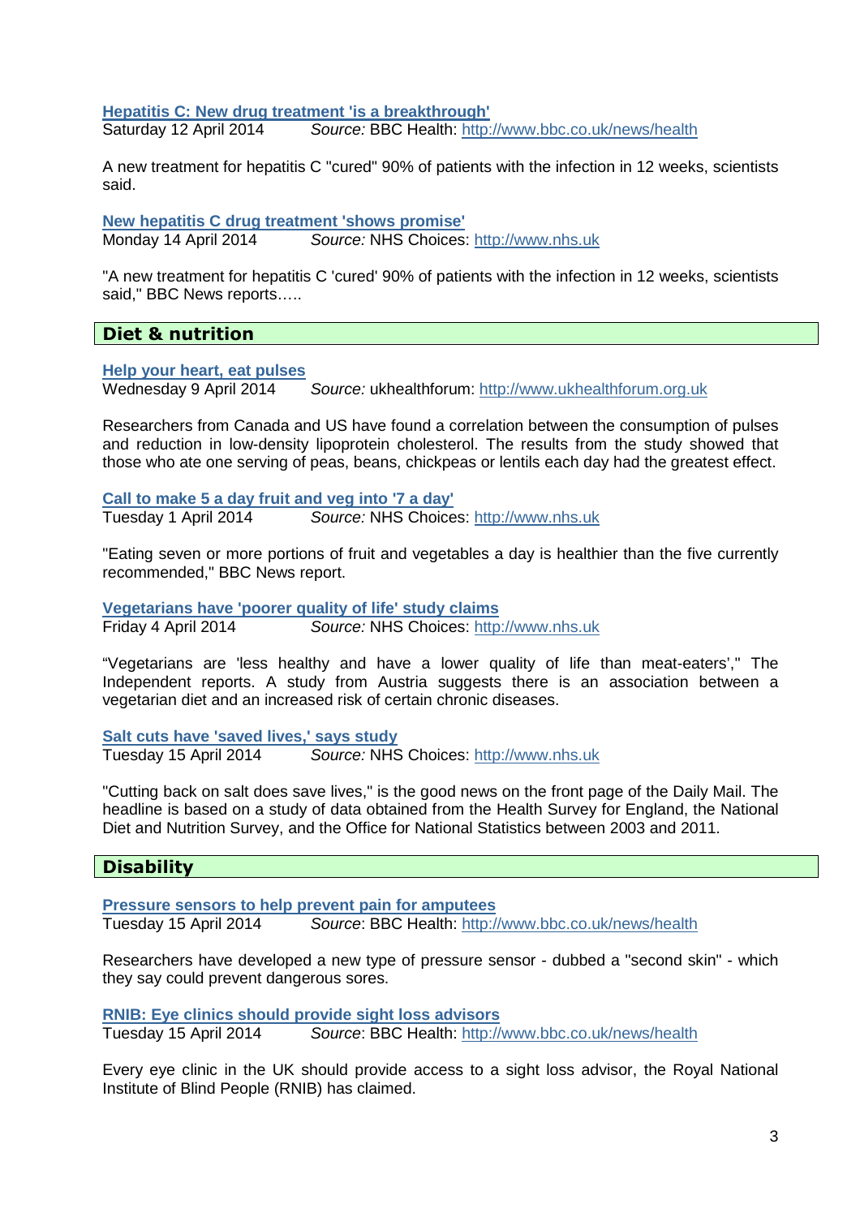**Hepatitis C: New drug treatment 'is a breakthrough'**
Saturday 12 April 2014 *Source:* BBC Health: http://www.bbc.co.uk/news/health

A new treatment for hepatitis C "cured" 90% of patients with the infection in 12 weeks, scientists said.

**New hepatitis C drug treatment 'shows promise'**
Monday 14 April 2014 *Source:* NHS Choices: http://www.nhs.uk

"A new treatment for hepatitis C 'cured' 90% of patients with the infection in 12 weeks, scientists said," BBC News reports…..

## Diet & nutrition

**Help your heart, eat pulses**
Wednesday 9 April 2014 *Source:* ukhealthforum: http://www.ukhealthforum.org.uk

Researchers from Canada and US have found a correlation between the consumption of pulses and reduction in low-density lipoprotein cholesterol. The results from the study showed that those who ate one serving of peas, beans, chickpeas or lentils each day had the greatest effect.

**Call to make 5 a day fruit and veg into '7 a day'**
Tuesday 1 April 2014 *Source:* NHS Choices: http://www.nhs.uk

"Eating seven or more portions of fruit and vegetables a day is healthier than the five currently recommended," BBC News report.

**Vegetarians have 'poorer quality of life' study claims**
Friday 4 April 2014 *Source:* NHS Choices: http://www.nhs.uk

"Vegetarians are 'less healthy and have a lower quality of life than meat-eaters'," The Independent reports. A study from Austria suggests there is an association between a vegetarian diet and an increased risk of certain chronic diseases.

**Salt cuts have 'saved lives,' says study**
Tuesday 15 April 2014 *Source:* NHS Choices: http://www.nhs.uk

"Cutting back on salt does save lives," is the good news on the front page of the Daily Mail. The headline is based on a study of data obtained from the Health Survey for England, the National Diet and Nutrition Survey, and the Office for National Statistics between 2003 and 2011.

## Disability

**Pressure sensors to help prevent pain for amputees**
Tuesday 15 April 2014 *Source*: BBC Health: http://www.bbc.co.uk/news/health

Researchers have developed a new type of pressure sensor - dubbed a "second skin" - which they say could prevent dangerous sores.

**RNIB: Eye clinics should provide sight loss advisors**
Tuesday 15 April 2014 *Source*: BBC Health: http://www.bbc.co.uk/news/health

Every eye clinic in the UK should provide access to a sight loss advisor, the Royal National Institute of Blind People (RNIB) has claimed.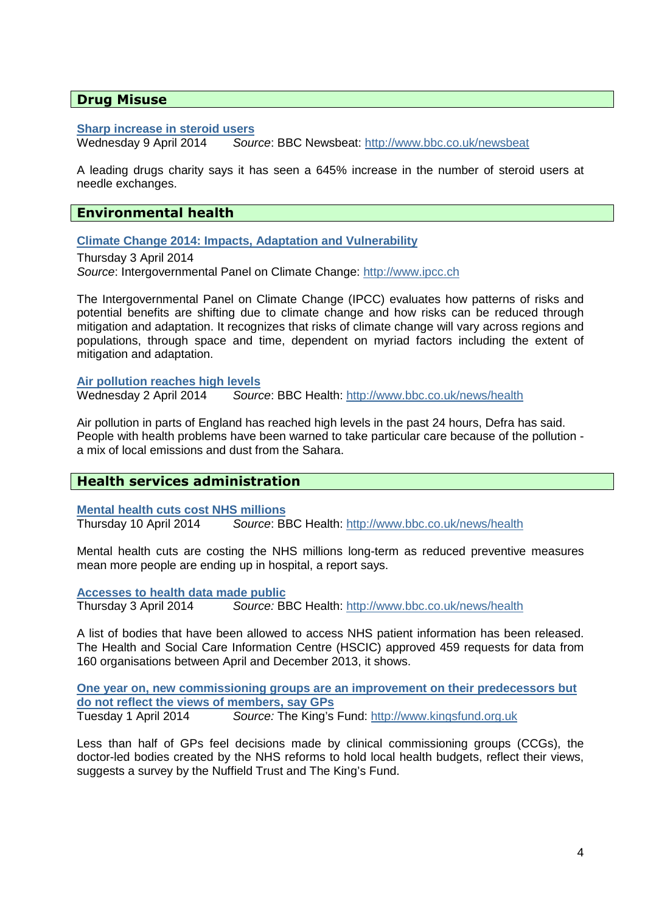## Drug Misuse

**Sharp increase in steroid users**
Wednesday 9 April 2014 *Source*: BBC Newsbeat: http://www.bbc.co.uk/newsbeat

A leading drugs charity says it has seen a 645% increase in the number of steroid users at needle exchanges.

## Environmental health

**Climate Change 2014: Impacts, Adaptation and Vulnerability**
Thursday 3 April 2014
*Source*: Intergovernmental Panel on Climate Change: http://www.ipcc.ch

The Intergovernmental Panel on Climate Change (IPCC) evaluates how patterns of risks and potential benefits are shifting due to climate change and how risks can be reduced through mitigation and adaptation. It recognizes that risks of climate change will vary across regions and populations, through space and time, dependent on myriad factors including the extent of mitigation and adaptation.

**Air pollution reaches high levels**
Wednesday 2 April 2014 *Source*: BBC Health: http://www.bbc.co.uk/news/health

Air pollution in parts of England has reached high levels in the past 24 hours, Defra has said. People with health problems have been warned to take particular care because of the pollution - a mix of local emissions and dust from the Sahara.

## Health services administration

**Mental health cuts cost NHS millions**
Thursday 10 April 2014 *Source*: BBC Health: http://www.bbc.co.uk/news/health

Mental health cuts are costing the NHS millions long-term as reduced preventive measures mean more people are ending up in hospital, a report says.

**Accesses to health data made public**
Thursday 3 April 2014 *Source:* BBC Health: http://www.bbc.co.uk/news/health

A list of bodies that have been allowed to access NHS patient information has been released. The Health and Social Care Information Centre (HSCIC) approved 459 requests for data from 160 organisations between April and December 2013, it shows.

**One year on, new commissioning groups are an improvement on their predecessors but do not reflect the views of members, say GPs**
Tuesday 1 April 2014 *Source:* The King's Fund: http://www.kingsfund.org.uk

Less than half of GPs feel decisions made by clinical commissioning groups (CCGs), the doctor-led bodies created by the NHS reforms to hold local health budgets, reflect their views, suggests a survey by the Nuffield Trust and The King's Fund.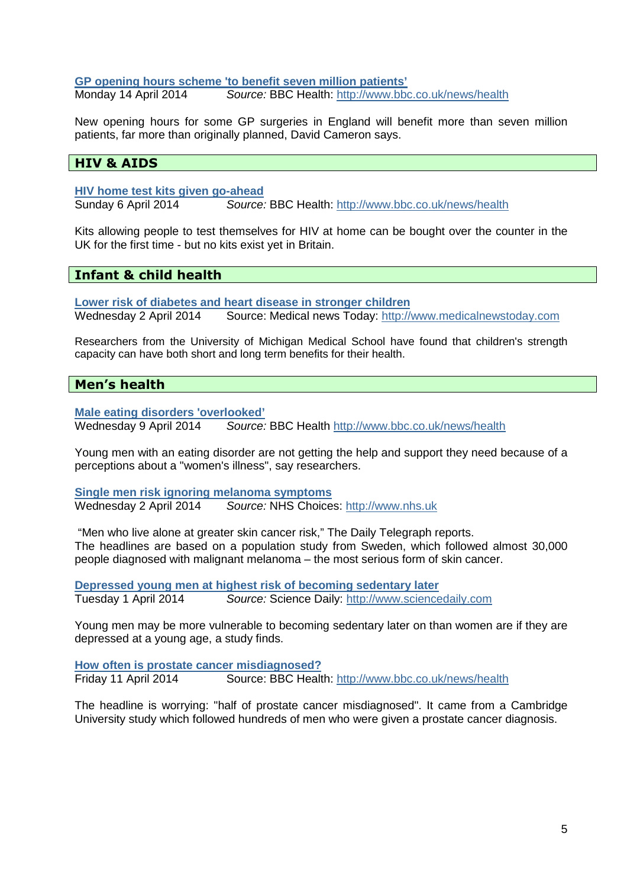**[GP opening hours scheme 'to benefit seven million patients'](http://www.bbc.co.uk/news/health)**
Monday 14 April 2014 *Source:* BBC Health: http://www.bbc.co.uk/news/health

New opening hours for some GP surgeries in England will benefit more than seven million patients, far more than originally planned, David Cameron says.

## HIV & AIDS

**[HIV home test kits given go-ahead](http://www.bbc.co.uk/news/health)**
Sunday 6 April 2014 *Source:* BBC Health: http://www.bbc.co.uk/news/health

Kits allowing people to test themselves for HIV at home can be bought over the counter in the UK for the first time - but no kits exist yet in Britain.

## Infant & child health

**[Lower risk of diabetes and heart disease in stronger children](http://www.medicalnewstoday.com)**
Wednesday 2 April 2014 Source: Medical news Today: http://www.medicalnewstoday.com

Researchers from the University of Michigan Medical School have found that children's strength capacity can have both short and long term benefits for their health.

## Men's health

**[Male eating disorders 'overlooked'](http://www.bbc.co.uk/news/health)**
Wednesday 9 April 2014 *Source:* BBC Health http://www.bbc.co.uk/news/health

Young men with an eating disorder are not getting the help and support they need because of a perceptions about a "women's illness", say researchers.

**[Single men risk ignoring melanoma symptoms](http://www.nhs.uk)**
Wednesday 2 April 2014 *Source:* NHS Choices: http://www.nhs.uk

"Men who live alone at greater skin cancer risk," The Daily Telegraph reports.
The headlines are based on a population study from Sweden, which followed almost 30,000 people diagnosed with malignant melanoma – the most serious form of skin cancer.

**[Depressed young men at highest risk of becoming sedentary later](http://www.sciencedaily.com)**
Tuesday 1 April 2014 *Source:* Science Daily: http://www.sciencedaily.com

Young men may be more vulnerable to becoming sedentary later on than women are if they are depressed at a young age, a study finds.

**[How often is prostate cancer misdiagnosed?](http://www.bbc.co.uk/news/health)**
Friday 11 April 2014 Source: BBC Health: http://www.bbc.co.uk/news/health

The headline is worrying: "half of prostate cancer misdiagnosed". It came from a Cambridge University study which followed hundreds of men who were given a prostate cancer diagnosis.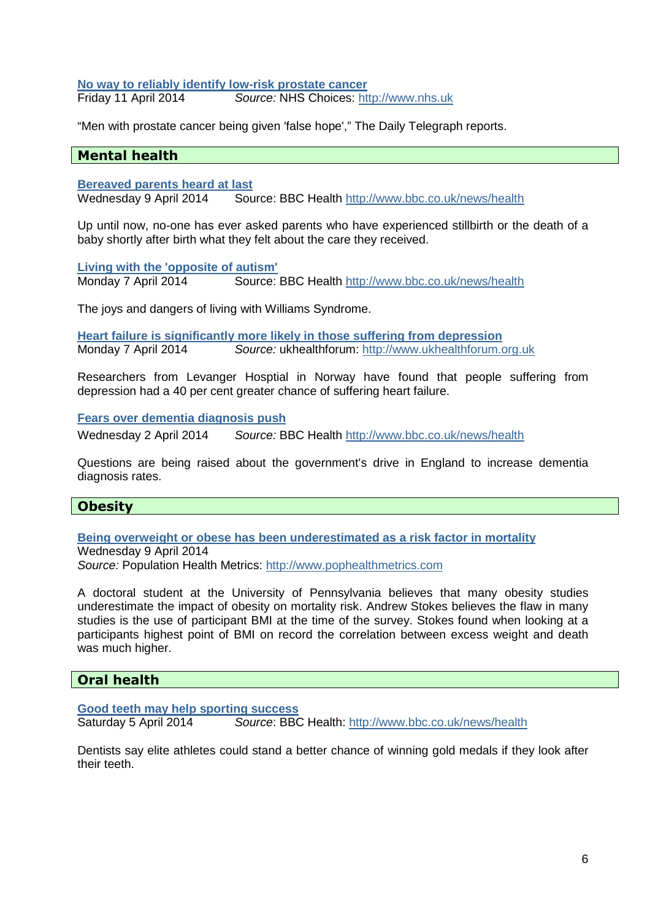**No way to reliably identify low-risk prostate cancer**
Friday 11 April 2014 *Source:* NHS Choices: http://www.nhs.uk

"Men with prostate cancer being given 'false hope'," The Daily Telegraph reports.

## Mental health

**Bereaved parents heard at last**
Wednesday 9 April 2014 Source: BBC Health http://www.bbc.co.uk/news/health

Up until now, no-one has ever asked parents who have experienced stillbirth or the death of a baby shortly after birth what they felt about the care they received.

**Living with the 'opposite of autism'**
Monday 7 April 2014 Source: BBC Health http://www.bbc.co.uk/news/health

The joys and dangers of living with Williams Syndrome.

**Heart failure is significantly more likely in those suffering from depression**
Monday 7 April 2014 *Source:* ukhealthforum: http://www.ukhealthforum.org.uk

Researchers from Levanger Hosptial in Norway have found that people suffering from depression had a 40 per cent greater chance of suffering heart failure.

**Fears over dementia diagnosis push**
Wednesday 2 April 2014 *Source:* BBC Health http://www.bbc.co.uk/news/health

Questions are being raised about the government's drive in England to increase dementia diagnosis rates.

## Obesity

**Being overweight or obese has been underestimated as a risk factor in mortality**
Wednesday 9 April 2014
*Source:* Population Health Metrics: http://www.pophealthmetrics.com

A doctoral student at the University of Pennsylvania believes that many obesity studies underestimate the impact of obesity on mortality risk. Andrew Stokes believes the flaw in many studies is the use of participant BMI at the time of the survey. Stokes found when looking at a participants highest point of BMI on record the correlation between excess weight and death was much higher.

## Oral health

**Good teeth may help sporting success**
Saturday 5 April 2014 *Source*: BBC Health: http://www.bbc.co.uk/news/health

Dentists say elite athletes could stand a better chance of winning gold medals if they look after their teeth.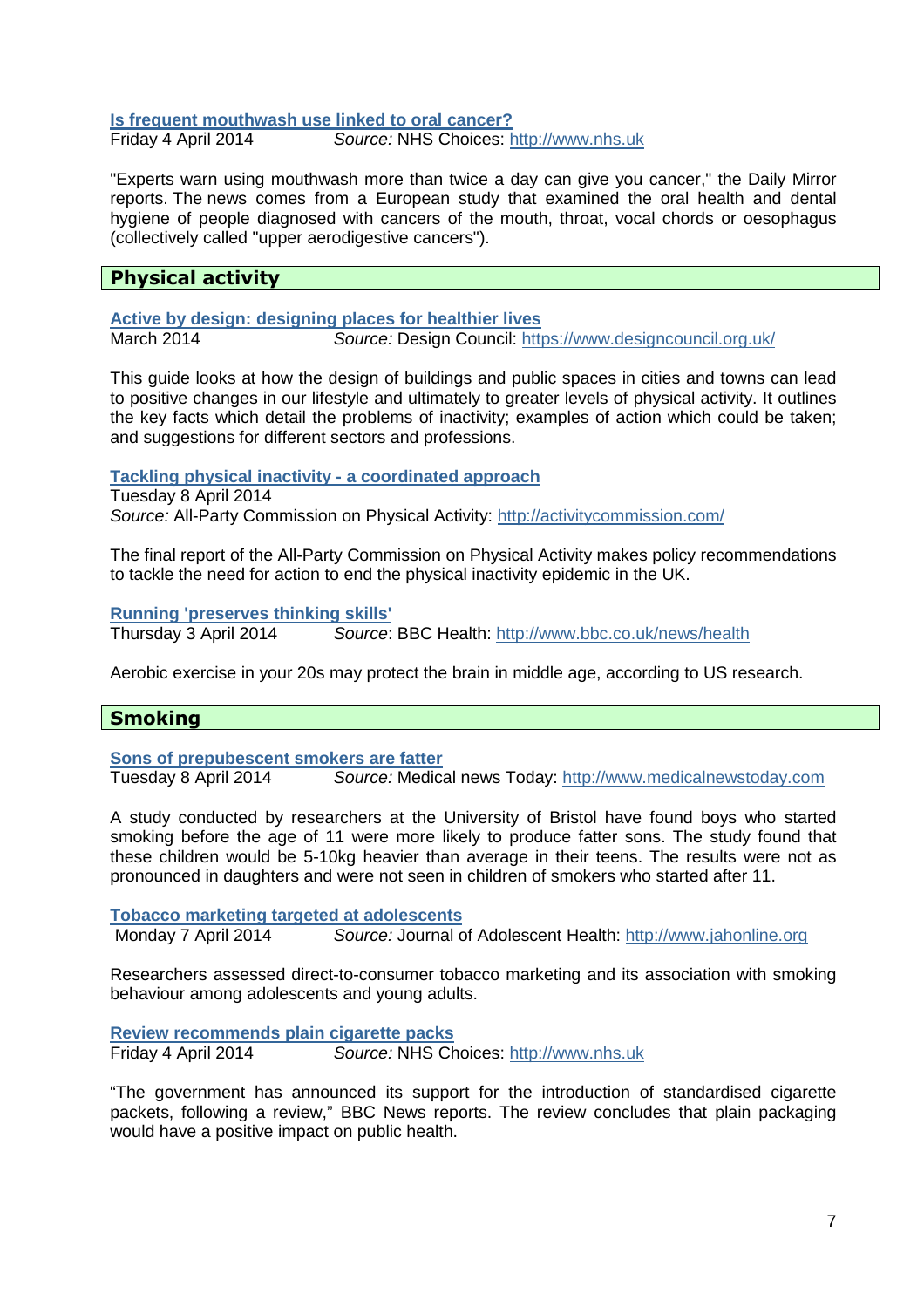**Is frequent mouthwash use linked to oral cancer?**
Friday 4 April 2014 *Source:* NHS Choices: http://www.nhs.uk

"Experts warn using mouthwash more than twice a day can give you cancer," the Daily Mirror reports. The news comes from a European study that examined the oral health and dental hygiene of people diagnosed with cancers of the mouth, throat, vocal chords or oesophagus (collectively called "upper aerodigestive cancers").

## Physical activity

**Active by design: designing places for healthier lives**
March 2014 *Source:* Design Council: https://www.designcouncil.org.uk/

This guide looks at how the design of buildings and public spaces in cities and towns can lead to positive changes in our lifestyle and ultimately to greater levels of physical activity. It outlines the key facts which detail the problems of inactivity; examples of action which could be taken; and suggestions for different sectors and professions.

**Tackling physical inactivity - a coordinated approach**
Tuesday 8 April 2014
*Source:* All-Party Commission on Physical Activity: http://activitycommission.com/

The final report of the All-Party Commission on Physical Activity makes policy recommendations to tackle the need for action to end the physical inactivity epidemic in the UK.

**Running 'preserves thinking skills'**
Thursday 3 April 2014 *Source*: BBC Health: http://www.bbc.co.uk/news/health

Aerobic exercise in your 20s may protect the brain in middle age, according to US research.

## Smoking

**Sons of prepubescent smokers are fatter**
Tuesday 8 April 2014 *Source:* Medical news Today: http://www.medicalnewstoday.com

A study conducted by researchers at the University of Bristol have found boys who started smoking before the age of 11 were more likely to produce fatter sons. The study found that these children would be 5-10kg heavier than average in their teens. The results were not as pronounced in daughters and were not seen in children of smokers who started after 11.

**Tobacco marketing targeted at adolescents**
Monday 7 April 2014 *Source:* Journal of Adolescent Health: http://www.jahonline.org

Researchers assessed direct-to-consumer tobacco marketing and its association with smoking behaviour among adolescents and young adults.

**Review recommends plain cigarette packs**
Friday 4 April 2014 *Source:* NHS Choices: http://www.nhs.uk

"The government has announced its support for the introduction of standardised cigarette packets, following a review," BBC News reports. The review concludes that plain packaging would have a positive impact on public health.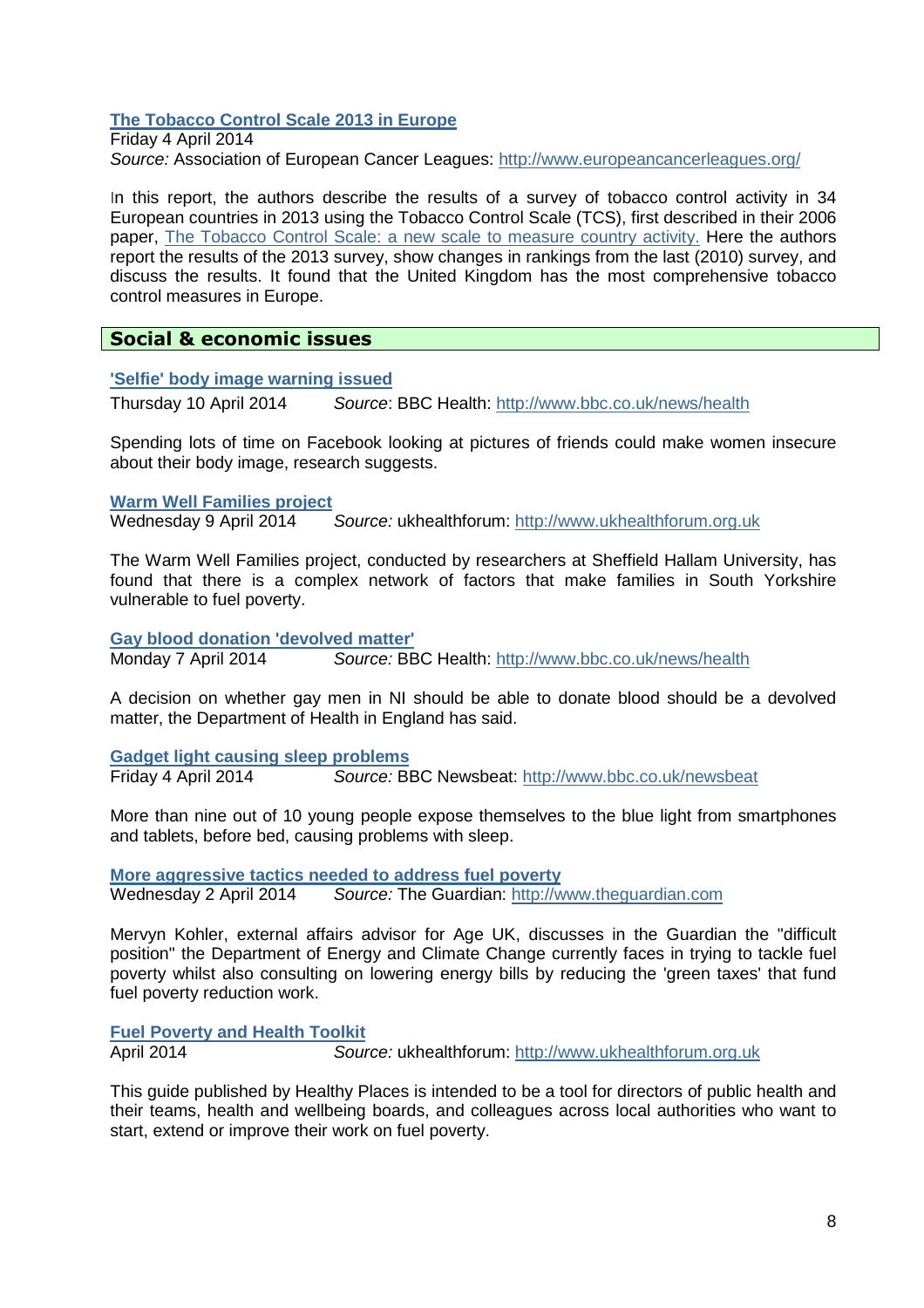### [The Tobacco Control Scale 2013 in Europe]

Friday 4 April 2014
*Source:* Association of European Cancer Leagues: http://www.europeancancerleagues.org/

In this report, the authors describe the results of a survey of tobacco control activity in 34 European countries in 2013 using the Tobacco Control Scale (TCS), first described in their 2006 paper, The Tobacco Control Scale: a new scale to measure country activity. Here the authors report the results of the 2013 survey, show changes in rankings from the last (2010) survey, and discuss the results. It found that the United Kingdom has the most comprehensive tobacco control measures in Europe.

## Social & economic issues

### 'Selfie' body image warning issued

Thursday 10 April 2014 *Source*: BBC Health: http://www.bbc.co.uk/news/health

Spending lots of time on Facebook looking at pictures of friends could make women insecure about their body image, research suggests.

### Warm Well Families project

Wednesday 9 April 2014 *Source:* ukhealthforum: http://www.ukhealthforum.org.uk

The Warm Well Families project, conducted by researchers at Sheffield Hallam University, has found that there is a complex network of factors that make families in South Yorkshire vulnerable to fuel poverty.

### Gay blood donation 'devolved matter'

Monday 7 April 2014 *Source:* BBC Health: http://www.bbc.co.uk/news/health

A decision on whether gay men in NI should be able to donate blood should be a devolved matter, the Department of Health in England has said.

### Gadget light causing sleep problems

Friday 4 April 2014 *Source:* BBC Newsbeat: http://www.bbc.co.uk/newsbeat

More than nine out of 10 young people expose themselves to the blue light from smartphones and tablets, before bed, causing problems with sleep.

### More aggressive tactics needed to address fuel poverty

Wednesday 2 April 2014 *Source:* The Guardian: http://www.theguardian.com

Mervyn Kohler, external affairs advisor for Age UK, discusses in the Guardian the "difficult position" the Department of Energy and Climate Change currently faces in trying to tackle fuel poverty whilst also consulting on lowering energy bills by reducing the 'green taxes' that fund fuel poverty reduction work.

### Fuel Poverty and Health Toolkit

April 2014 *Source:* ukhealthforum: http://www.ukhealthforum.org.uk

This guide published by Healthy Places is intended to be a tool for directors of public health and their teams, health and wellbeing boards, and colleagues across local authorities who want to start, extend or improve their work on fuel poverty.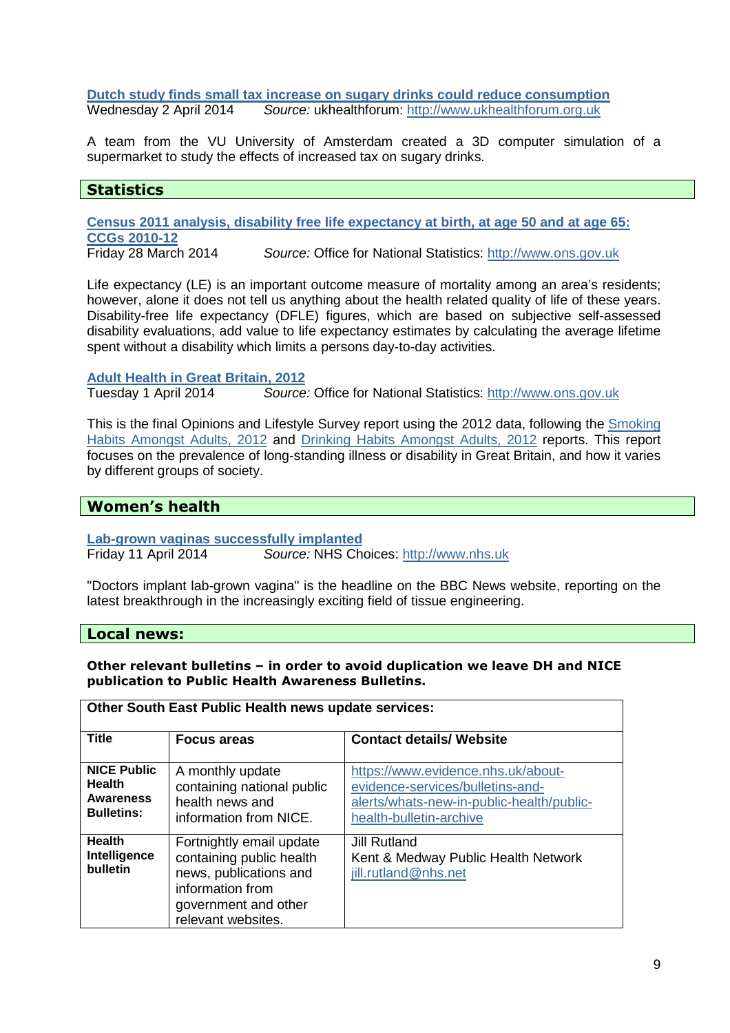**Dutch study finds small tax increase on sugary drinks could reduce consumption**
Wednesday 2 April 2014 *Source:* ukhealthforum: http://www.ukhealthforum.org.uk

A team from the VU University of Amsterdam created a 3D computer simulation of a supermarket to study the effects of increased tax on sugary drinks.

## Statistics

**Census 2011 analysis, disability free life expectancy at birth, at age 50 and at age 65: CCGs 2010-12**
Friday 28 March 2014 *Source:* Office for National Statistics: http://www.ons.gov.uk

Life expectancy (LE) is an important outcome measure of mortality among an area's residents; however, alone it does not tell us anything about the health related quality of life of these years. Disability-free life expectancy (DFLE) figures, which are based on subjective self-assessed disability evaluations, add value to life expectancy estimates by calculating the average lifetime spent without a disability which limits a persons day-to-day activities.

**Adult Health in Great Britain, 2012**
Tuesday 1 April 2014 *Source:* Office for National Statistics: http://www.ons.gov.uk

This is the final Opinions and Lifestyle Survey report using the 2012 data, following the Smoking Habits Amongst Adults, 2012 and Drinking Habits Amongst Adults, 2012 reports. This report focuses on the prevalence of long-standing illness or disability in Great Britain, and how it varies by different groups of society.

## Women's health

**Lab-grown vaginas successfully implanted**
Friday 11 April 2014 *Source:* NHS Choices: http://www.nhs.uk

"Doctors implant lab-grown vagina" is the headline on the BBC News website, reporting on the latest breakthrough in the increasingly exciting field of tissue engineering.

## Local news:

**Other relevant bulletins – in order to avoid duplication we leave DH and NICE publication to Public Health Awareness Bulletins.**

| Other South East Public Health news update services: | | |
|---|---|---|
| **Title** | **Focus areas** | **Contact details/ Website** |
| **NICE Public Health Awareness Bulletins:** | A monthly update containing national public health news and information from NICE. | https://www.evidence.nhs.uk/about-evidence-services/bulletins-and-alerts/whats-new-in-public-health/public-health-bulletin-archive |
| **Health Intelligence bulletin** | Fortnightly email update containing public health news, publications and information from government and other relevant websites. | Jill Rutland<br>Kent & Medway Public Health Network<br>jill.rutland@nhs.net |